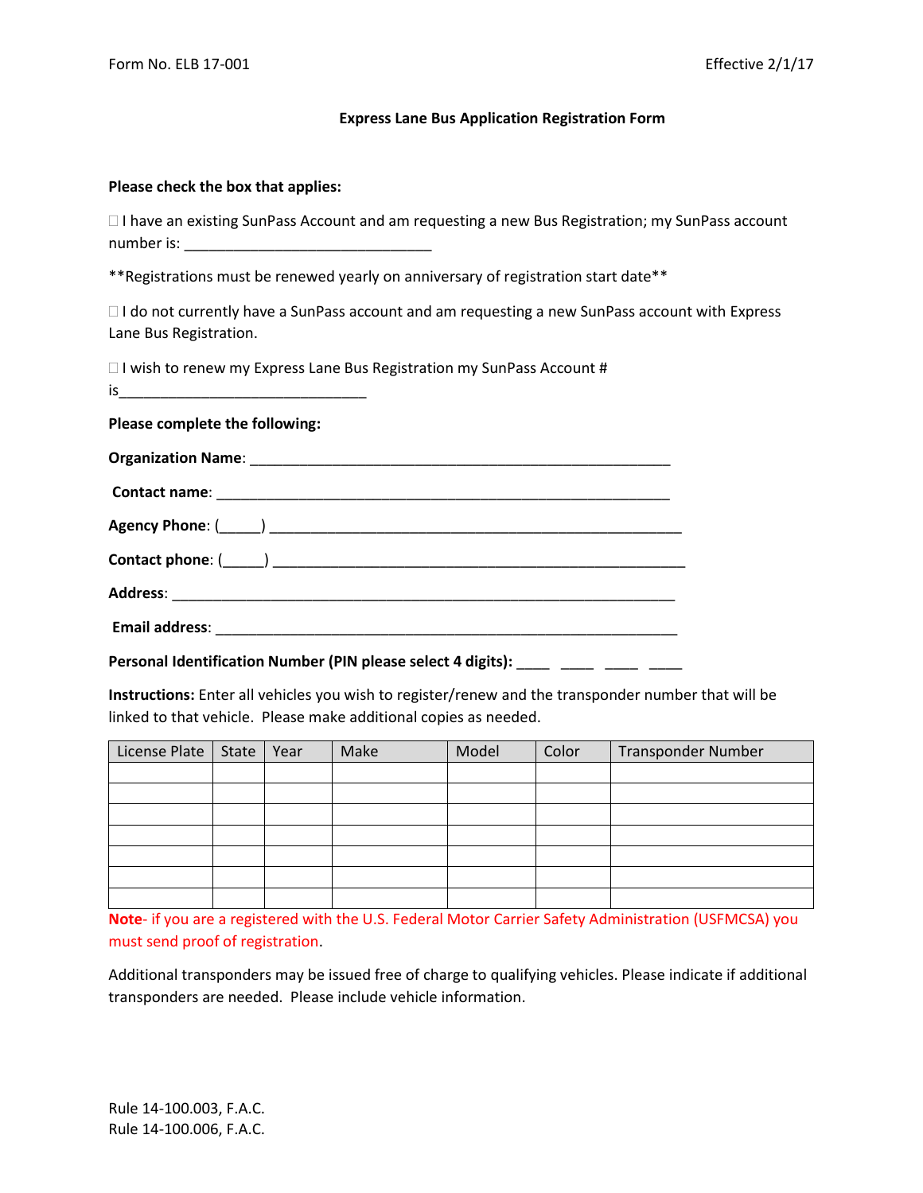Form No. ELB 17-001

Effective 2/1/17

**Express Lane Bus Application Registration Form**

**Please check the box that applies:**

☐ I have an existing SunPass Account and am requesting a new Bus Registration; my SunPass account number is: _______________________________

**Registrations must be renewed yearly on anniversary of registration start date**

☐ I do not currently have a SunPass account and am requesting a new SunPass account with Express Lane Bus Registration.

☐ I wish to renew my Express Lane Bus Registration my SunPass Account # is_______________________________

**Please complete the following:**

**Organization Name**: ______________________________________________________

**Contact name**: _________________________________________________________

**Agency Phone**: (_____) ____________________________________________________

**Contact phone**: (_____) ____________________________________________________

**Address**: _______________________________________________________________

**Email address**: __________________________________________________________

**Personal Identification Number (PIN please select 4 digits):** ____ ____ ____ ____

**Instructions:** Enter all vehicles you wish to register/renew and the transponder number that will be linked to that vehicle. Please make additional copies as needed.

| License Plate | State | Year | Make | Model | Color | Transponder Number |
|---|---|---|---|---|---|---|
| | | | | | | |
| | | | | | | |
| | | | | | | |
| | | | | | | |
| | | | | | | |
| | | | | | | |
| | | | | | | |

**Note**- if you are a registered with the U.S. Federal Motor Carrier Safety Administration (USFMCSA) you must send proof of registration.

Additional transponders may be issued free of charge to qualifying vehicles. Please indicate if additional transponders are needed. Please include vehicle information.

Rule 14-100.003, F.A.C.
Rule 14-100.006, F.A.C.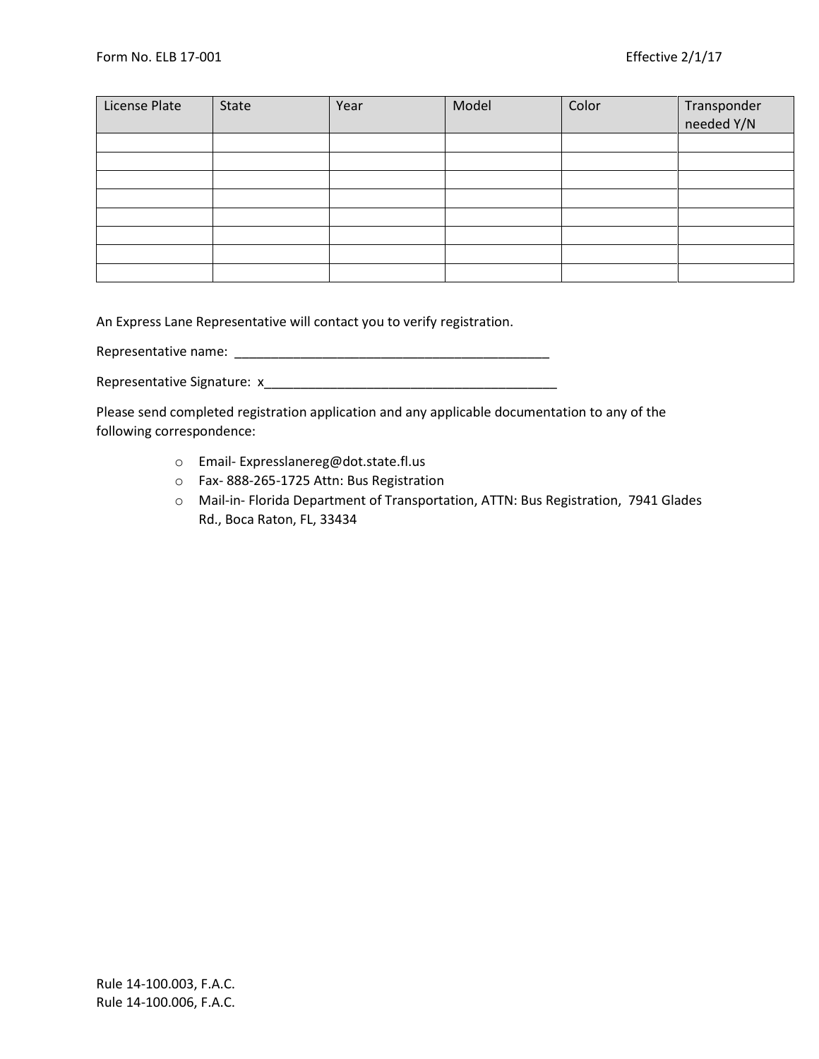| License Plate | State | Year | Model | Color | Transponder needed Y/N |
|---|---|---|---|---|---|
| | | | | | |
| | | | | | |
| | | | | | |
| | | | | | |
| | | | | | |
| | | | | | |
| | | | | | |
| | | | | | |

An Express Lane Representative will contact you to verify registration.

Representative name: _____________________________________________

Representative Signature: x_________________________________________

Please send completed registration application and any applicable documentation to any of the following correspondence:

- Email- Expresslanereg@dot.state.fl.us
- Fax- 888-265-1725 Attn: Bus Registration
- Mail-in- Florida Department of Transportation, ATTN: Bus Registration, 7941 Glades Rd., Boca Raton, FL, 33434

Rule 14-100.003, F.A.C.
Rule 14-100.006, F.A.C.